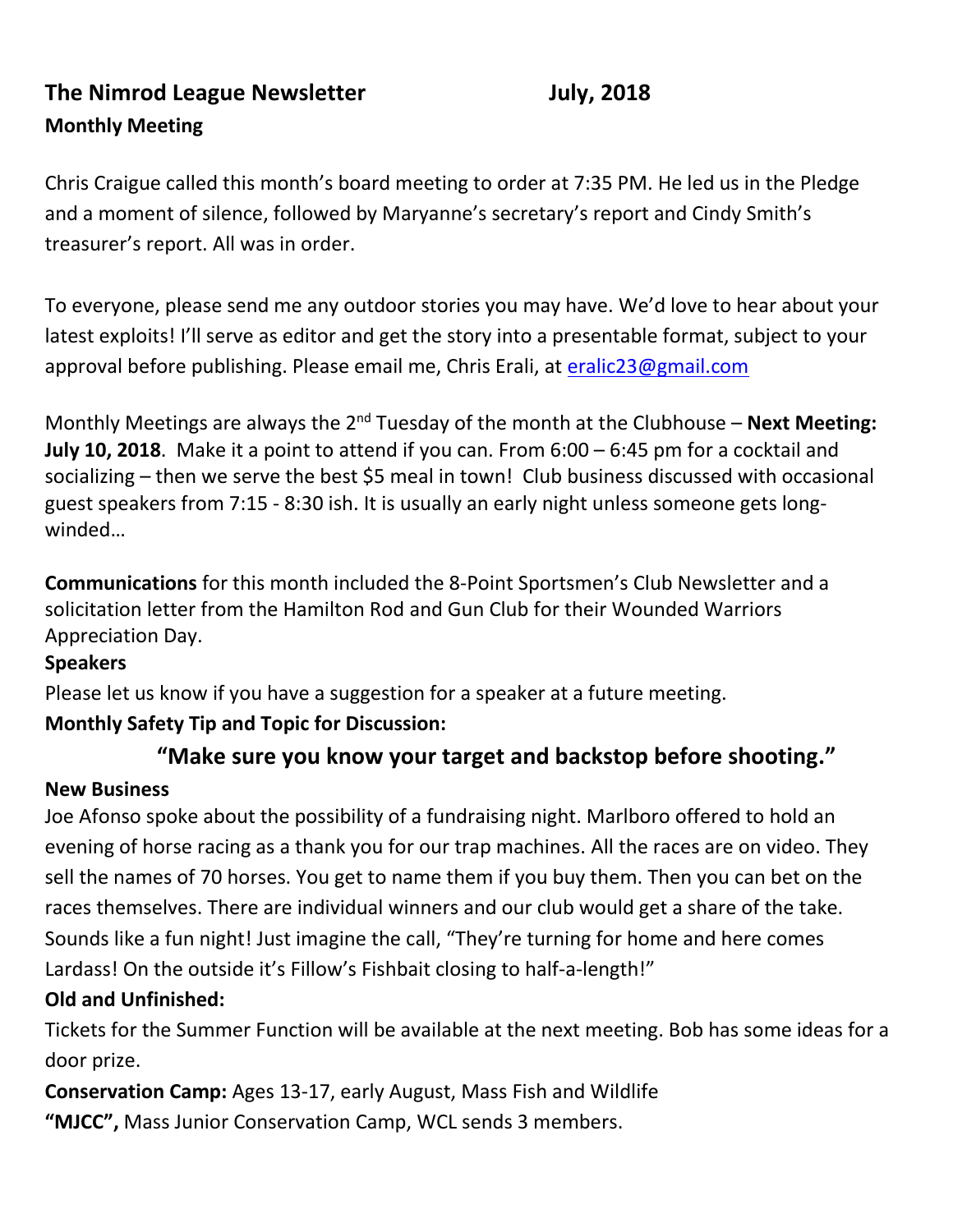# The Nimrod League Newsletter July, 2018

**Monthly Meeting**

Chris Craigue called this month's board meeting to order at 7:35 PM. He led us in the Pledge and a moment of silence, followed by Maryanne's secretary's report and Cindy Smith's treasurer's report. All was in order.

To everyone, please send me any outdoor stories you may have. We'd love to hear about your latest exploits! I'll serve as editor and get the story into a presentable format, subject to your approval before publishing. Please email me, Chris Erali, at eralic23@gmail.com

Monthly Meetings are always the 2nd Tuesday of the month at the Clubhouse – **Next Meeting: July 10, 2018**. Make it a point to attend if you can. From 6:00 – 6:45 pm for a cocktail and socializing – then we serve the best $5 meal in town! Club business discussed with occasional guest speakers from 7:15 - 8:30 ish. It is usually an early night unless someone gets long-winded…

**Communications** for this month included the 8-Point Sportsmen's Club Newsletter and a solicitation letter from the Hamilton Rod and Gun Club for their Wounded Warriors Appreciation Day.

**Speakers**

Please let us know if you have a suggestion for a speaker at a future meeting.

**Monthly Safety Tip and Topic for Discussion:**

**"Make sure you know your target and backstop before shooting."**

**New Business**

Joe Afonso spoke about the possibility of a fundraising night. Marlboro offered to hold an evening of horse racing as a thank you for our trap machines. All the races are on video. They sell the names of 70 horses. You get to name them if you buy them. Then you can bet on the races themselves. There are individual winners and our club would get a share of the take. Sounds like a fun night! Just imagine the call, "They're turning for home and here comes Lardass! On the outside it's Fillow's Fishbait closing to half-a-length!"

**Old and Unfinished:**

Tickets for the Summer Function will be available at the next meeting. Bob has some ideas for a door prize.

**Conservation Camp:** Ages 13-17, early August, Mass Fish and Wildlife

**"MJCC",** Mass Junior Conservation Camp, WCL sends 3 members.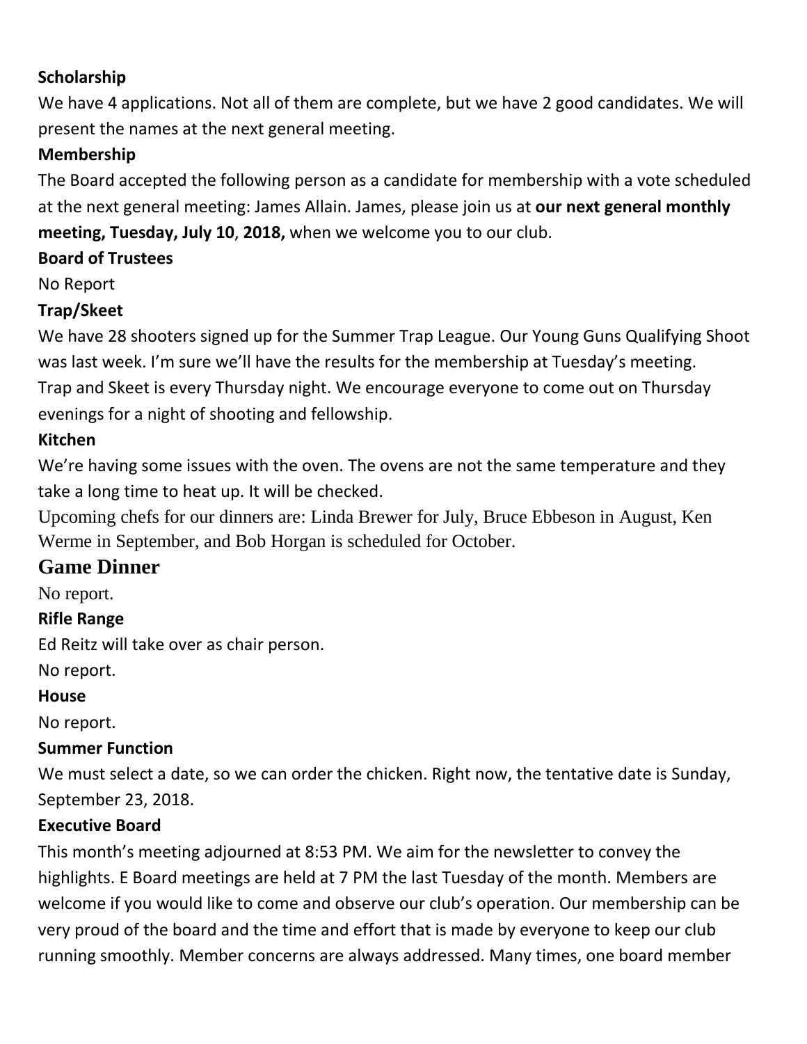**Scholarship**

We have 4 applications. Not all of them are complete, but we have 2 good candidates. We will present the names at the next general meeting.

**Membership**

The Board accepted the following person as a candidate for membership with a vote scheduled at the next general meeting: James Allain. James, please join us at **our next general monthly meeting, Tuesday, July 10**, **2018,** when we welcome you to our club.

**Board of Trustees**

No Report

**Trap/Skeet**

We have 28 shooters signed up for the Summer Trap League. Our Young Guns Qualifying Shoot was last week. I'm sure we'll have the results for the membership at Tuesday's meeting. Trap and Skeet is every Thursday night. We encourage everyone to come out on Thursday evenings for a night of shooting and fellowship.

**Kitchen**

We're having some issues with the oven. The ovens are not the same temperature and they take a long time to heat up. It will be checked.

Upcoming chefs for our dinners are: Linda Brewer for July, Bruce Ebbeson in August, Ken Werme in September, and Bob Horgan is scheduled for October.

## Game Dinner

No report.

**Rifle Range**

Ed Reitz will take over as chair person.

No report.

**House**

No report.

**Summer Function**

We must select a date, so we can order the chicken. Right now, the tentative date is Sunday, September 23, 2018.

**Executive Board**

This month's meeting adjourned at 8:53 PM. We aim for the newsletter to convey the highlights. E Board meetings are held at 7 PM the last Tuesday of the month. Members are welcome if you would like to come and observe our club's operation. Our membership can be very proud of the board and the time and effort that is made by everyone to keep our club running smoothly. Member concerns are always addressed. Many times, one board member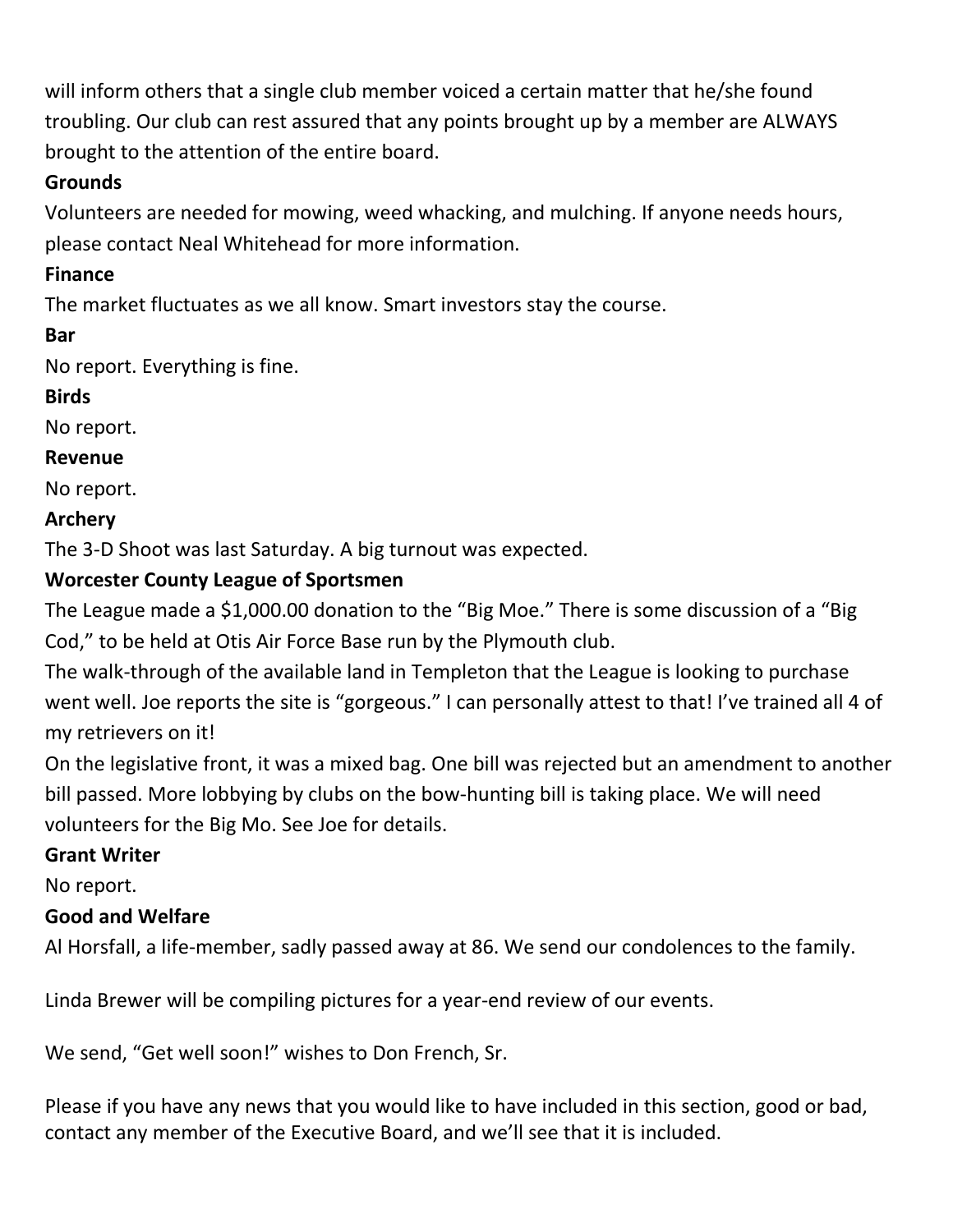will inform others that a single club member voiced a certain matter that he/she found troubling. Our club can rest assured that any points brought up by a member are ALWAYS brought to the attention of the entire board.

**Grounds**

Volunteers are needed for mowing, weed whacking, and mulching. If anyone needs hours, please contact Neal Whitehead for more information.

**Finance**

The market fluctuates as we all know. Smart investors stay the course.

**Bar**

No report. Everything is fine.

**Birds**

No report.

**Revenue**

No report.

**Archery**

The 3-D Shoot was last Saturday. A big turnout was expected.

**Worcester County League of Sportsmen**

The League made a $1,000.00 donation to the "Big Moe." There is some discussion of a "Big Cod," to be held at Otis Air Force Base run by the Plymouth club.

The walk-through of the available land in Templeton that the League is looking to purchase went well. Joe reports the site is "gorgeous." I can personally attest to that! I've trained all 4 of my retrievers on it!

On the legislative front, it was a mixed bag. One bill was rejected but an amendment to another bill passed. More lobbying by clubs on the bow-hunting bill is taking place. We will need volunteers for the Big Mo. See Joe for details.

**Grant Writer**

No report.

**Good and Welfare**

Al Horsfall, a life-member, sadly passed away at 86. We send our condolences to the family.

Linda Brewer will be compiling pictures for a year-end review of our events.

We send, "Get well soon!" wishes to Don French, Sr.

Please if you have any news that you would like to have included in this section, good or bad, contact any member of the Executive Board, and we'll see that it is included.